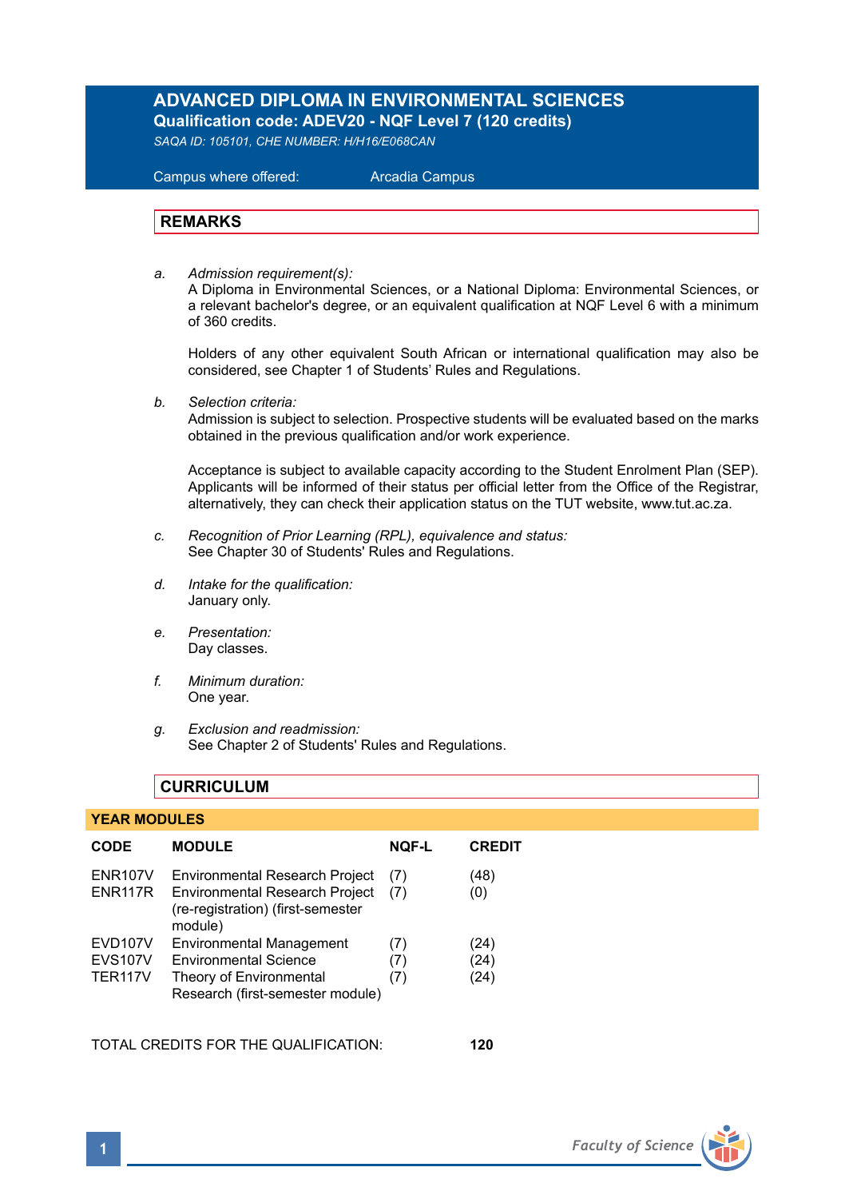# ADVANCED DIPLOMA IN ENVIRONMENTAL SCIENCES

**Qualification code: ADEV20 - NQF Level 7 (120 credits)**

*SAQA ID: 105101, CHE NUMBER: H/H16/E068CAN*

Campus where offered: Arcadia Campus

## REMARKS

a. *Admission requirement(s):*
A Diploma in Environmental Sciences, or a National Diploma: Environmental Sciences, or a relevant bachelor's degree, or an equivalent qualification at NQF Level 6 with a minimum of 360 credits.

Holders of any other equivalent South African or international qualification may also be considered, see Chapter 1 of Students' Rules and Regulations.

b. *Selection criteria:*
Admission is subject to selection. Prospective students will be evaluated based on the marks obtained in the previous qualification and/or work experience.

Acceptance is subject to available capacity according to the Student Enrolment Plan (SEP). Applicants will be informed of their status per official letter from the Office of the Registrar, alternatively, they can check their application status on the TUT website, www.tut.ac.za.

c. *Recognition of Prior Learning (RPL), equivalence and status:*
See Chapter 30 of Students' Rules and Regulations.

d. *Intake for the qualification:*
January only.

e. *Presentation:*
Day classes.

f. *Minimum duration:*
One year.

g. *Exclusion and readmission:*
See Chapter 2 of Students' Rules and Regulations.

## CURRICULUM

### YEAR MODULES

| CODE | MODULE | NQF-L | CREDIT |
|---|---|---|---|
| ENR107V | Environmental Research Project | (7) | (48) |
| ENR117R | Environmental Research Project (re-registration) (first-semester module) | (7) | (0) |
| EVD107V | Environmental Management | (7) | (24) |
| EVS107V | Environmental Science | (7) | (24) |
| TER117V | Theory of Environmental Research (first-semester module) | (7) | (24) |

TOTAL CREDITS FOR THE QUALIFICATION: **120**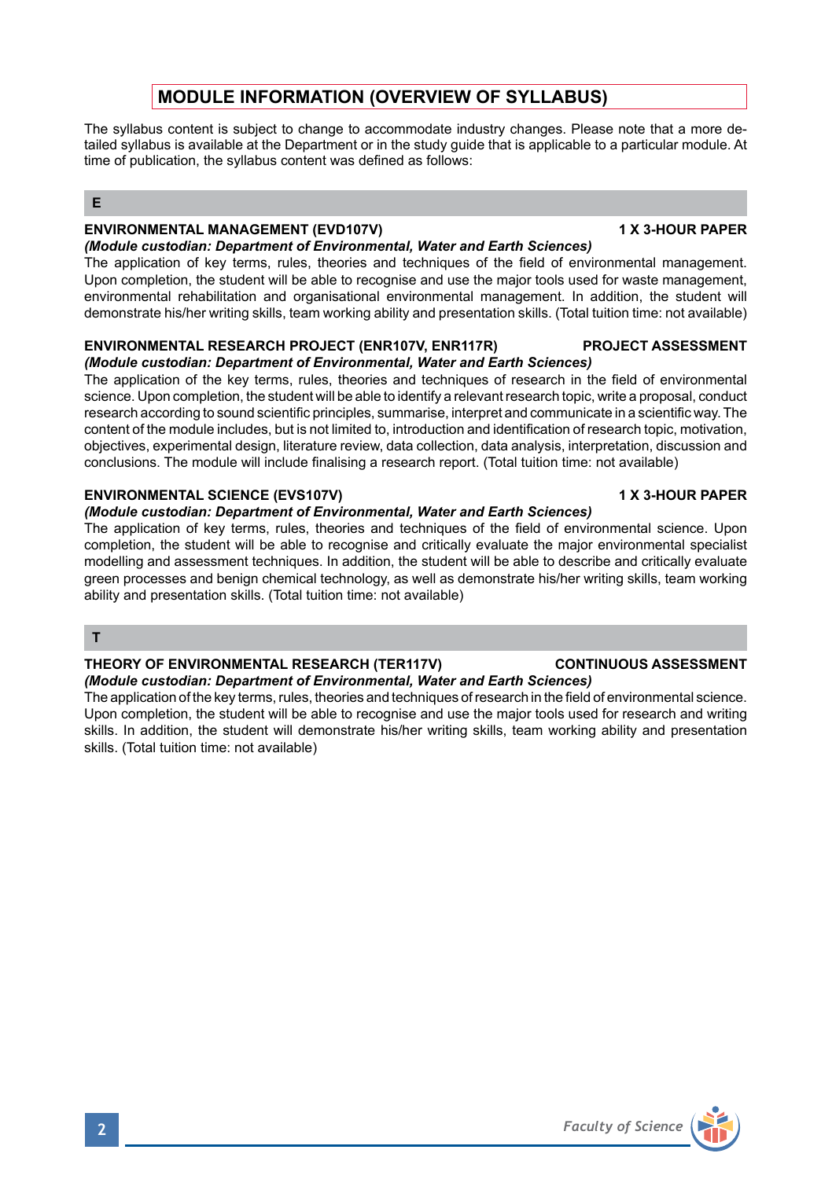# MODULE INFORMATION (OVERVIEW OF SYLLABUS)

The syllabus content is subject to change to accommodate industry changes. Please note that a more detailed syllabus is available at the Department or in the study guide that is applicable to a particular module. At time of publication, the syllabus content was defined as follows:

## E

### ENVIRONMENTAL MANAGEMENT (EVD107V) — 1 X 3-HOUR PAPER

***(Module custodian: Department of Environmental, Water and Earth Sciences)***

The application of key terms, rules, theories and techniques of the field of environmental management. Upon completion, the student will be able to recognise and use the major tools used for waste management, environmental rehabilitation and organisational environmental management. In addition, the student will demonstrate his/her writing skills, team working ability and presentation skills. (Total tuition time: not available)

### ENVIRONMENTAL RESEARCH PROJECT (ENR107V, ENR117R) — PROJECT ASSESSMENT

***(Module custodian: Department of Environmental, Water and Earth Sciences)***

The application of the key terms, rules, theories and techniques of research in the field of environmental science. Upon completion, the student will be able to identify a relevant research topic, write a proposal, conduct research according to sound scientific principles, summarise, interpret and communicate in a scientific way. The content of the module includes, but is not limited to, introduction and identification of research topic, motivation, objectives, experimental design, literature review, data collection, data analysis, interpretation, discussion and conclusions. The module will include finalising a research report. (Total tuition time: not available)

### ENVIRONMENTAL SCIENCE (EVS107V) — 1 X 3-HOUR PAPER

***(Module custodian: Department of Environmental, Water and Earth Sciences)***

The application of key terms, rules, theories and techniques of the field of environmental science. Upon completion, the student will be able to recognise and critically evaluate the major environmental specialist modelling and assessment techniques. In addition, the student will be able to describe and critically evaluate green processes and benign chemical technology, as well as demonstrate his/her writing skills, team working ability and presentation skills. (Total tuition time: not available)

## T

### THEORY OF ENVIRONMENTAL RESEARCH (TER117V) — CONTINUOUS ASSESSMENT

***(Module custodian: Department of Environmental, Water and Earth Sciences)***

The application of the key terms, rules, theories and techniques of research in the field of environmental science. Upon completion, the student will be able to recognise and use the major tools used for research and writing skills. In addition, the student will demonstrate his/her writing skills, team working ability and presentation skills. (Total tuition time: not available)